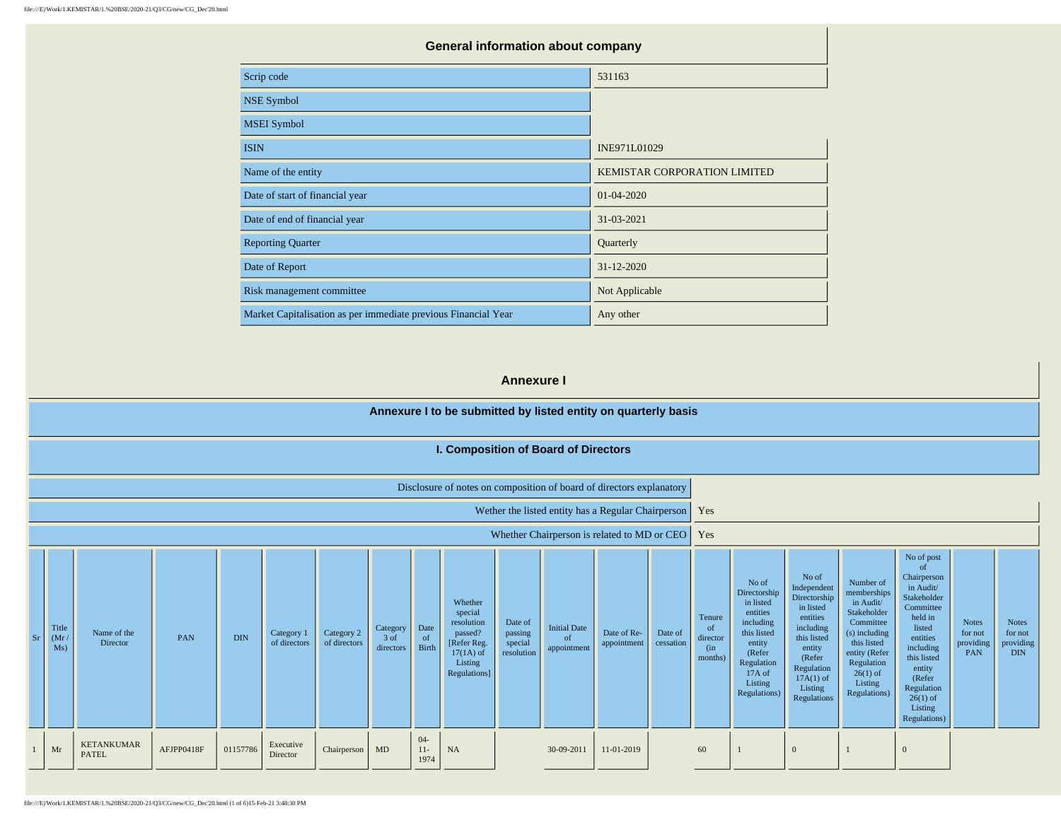## General information about company

| | |
|---|---|
| Scrip code | 531163 |
| NSE Symbol | |
| MSEI Symbol | |
| ISIN | INE971L01029 |
| Name of the entity | KEMISTAR CORPORATION LIMITED |
| Date of start of financial year | 01-04-2020 |
| Date of end of financial year | 31-03-2021 |
| Reporting Quarter | Quarterly |
| Date of Report | 31-12-2020 |
| Risk management committee | Not Applicable |
| Market Capitalisation as per immediate previous Financial Year | Any other |

## Annexure I

### Annexure I to be submitted by listed entity on quarterly basis

### I. Composition of Board of Directors

| | |
|---|---|
| Disclosure of notes on composition of board of directors explanatory | |
| Wether the listed entity has a Regular Chairperson | Yes |
| Whether Chairperson is related to MD or CEO | Yes |

| Sr | Title (Mr / Ms) | Name of the Director | PAN | DIN | Category 1 of directors | Category 2 of directors | Category 3 of directors | Date of Birth | Whether special resolution passed? [Refer Reg. 17(1A) of Listing Regulations] | Date of passing special resolution | Initial Date of appointment | Date of Re-appointment | Date of cessation | Tenure of director (in months) | No of Directorship in listed entities including this listed entity (Refer Regulation 17A of Listing Regulations) | No of Independent Directorship in listed entities including this listed entity (Refer Regulation 17A(1) of Listing Regulations | Number of memberships in Audit/ Stakeholder Committee(s) including this listed entity (Refer Regulation 26(1) of Listing Regulations) | No of post of Chairperson in Audit/ Stakeholder Committee held in listed entities including this listed entity (Refer Regulation 26(1) of Listing Regulations) | Notes for not providing PAN | Notes for not providing DIN |
|---|---|---|---|---|---|---|---|---|---|---|---|---|---|---|---|---|---|---|---|---|
| 1 | Mr | KETANKUMAR PATEL | AFJPP0418F | 01157786 | Executive Director | Chairperson | MD | 04-11-1974 | NA | | 30-09-2011 | 11-01-2019 | | 60 | 1 | 0 | 1 | 0 | | |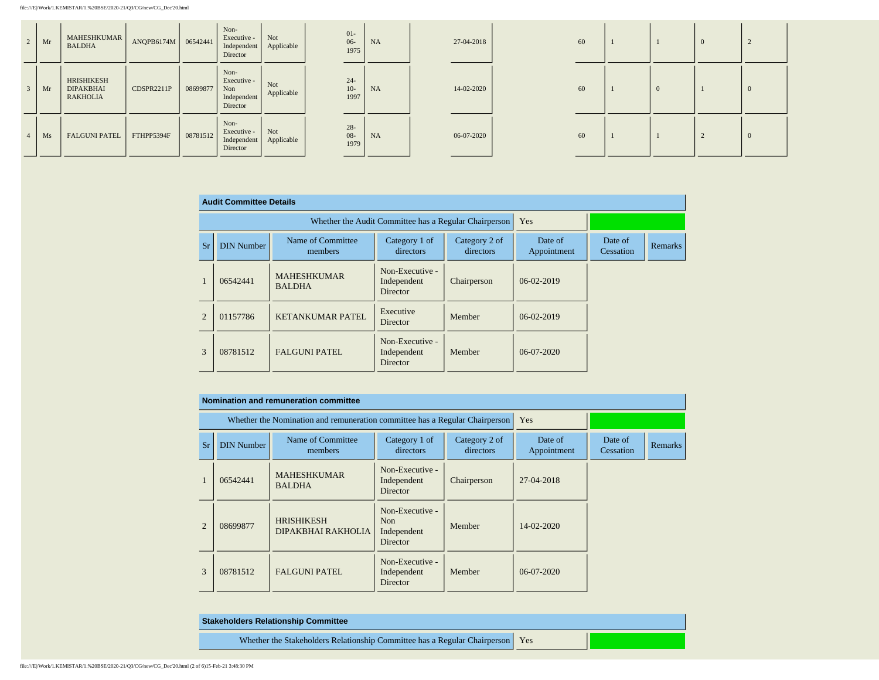| 2 | Mr | MAHESHKUMAR BALDHA | ANQPB6174M | 06542441 | Non-Executive - Independent Director | Not Applicable | 01-06-1975 | NA | 27-04-2018 | 60 | 1 | 1 | 0 | 2 |
|---|---|---|---|---|---|---|---|---|---|---|---|---|---|---|
| 3 | Mr | HRISHIKESH DIPAKBHAI RAKHOLIA | CDSPR2211P | 08699877 | Non-Executive - Non Independent Director | Not Applicable | 24-10-1997 | NA | 14-02-2020 | 60 | 1 | 0 | 1 | 0 |
| 4 | Ms | FALGUNI PATEL | FTHPP5394F | 08781512 | Non-Executive - Independent Director | Not Applicable | 28-08-1979 | NA | 06-07-2020 | 60 | 1 | 1 | 2 | 0 |

**Audit Committee Details**

Whether the Audit Committee has a Regular Chairperson: Yes

| Sr | DIN Number | Name of Committee members | Category 1 of directors | Category 2 of directors | Date of Appointment | Date of Cessation | Remarks |
|---|---|---|---|---|---|---|---|
| 1 | 06542441 | MAHESHKUMAR BALDHA | Non-Executive - Independent Director | Chairperson | 06-02-2019 | | |
| 2 | 01157786 | KETANKUMAR PATEL | Executive Director | Member | 06-02-2019 | | |
| 3 | 08781512 | FALGUNI PATEL | Non-Executive - Independent Director | Member | 06-07-2020 | | |

**Nomination and remuneration committee**

Whether the Nomination and remuneration committee has a Regular Chairperson: Yes

| Sr | DIN Number | Name of Committee members | Category 1 of directors | Category 2 of directors | Date of Appointment | Date of Cessation | Remarks |
|---|---|---|---|---|---|---|---|
| 1 | 06542441 | MAHESHKUMAR BALDHA | Non-Executive - Independent Director | Chairperson | 27-04-2018 | | |
| 2 | 08699877 | HRISHIKESH DIPAKBHAI RAKHOLIA | Non-Executive - Non Independent Director | Member | 14-02-2020 | | |
| 3 | 08781512 | FALGUNI PATEL | Non-Executive - Independent Director | Member | 06-07-2020 | | |

**Stakeholders Relationship Committee**

Whether the Stakeholders Relationship Committee has a Regular Chairperson: Yes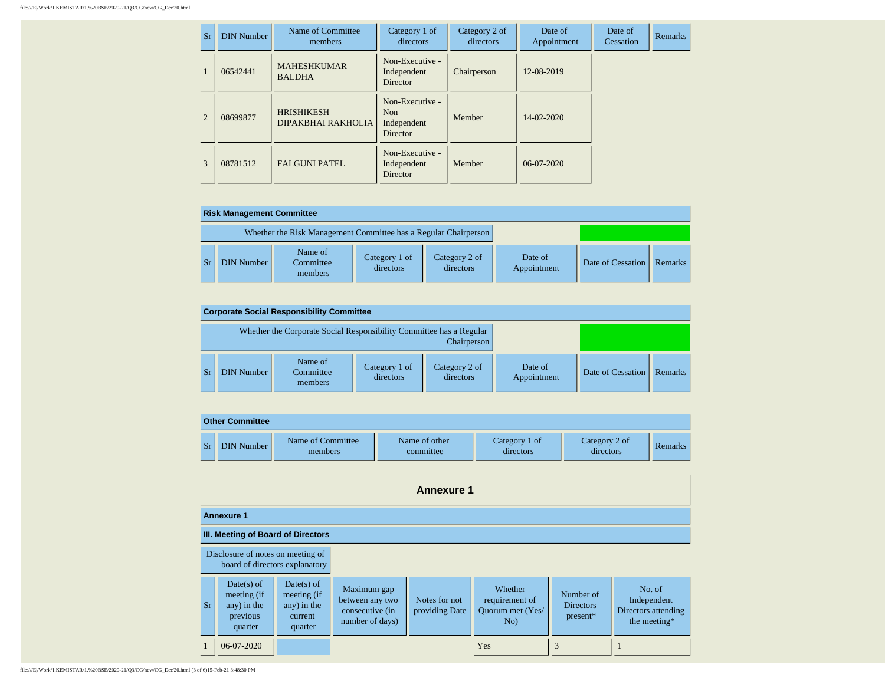| Sr | DIN Number | Name of Committee members | Category 1 of directors | Category 2 of directors | Date of Appointment | Date of Cessation | Remarks |
|---|---|---|---|---|---|---|---|
| 1 | 06542441 | MAHESHKUMAR BALDHA | Non-Executive - Independent Director | Chairperson | 12-08-2019 | | |
| 2 | 08699877 | HRISHIKESH DIPAKBHAI RAKHOLIA | Non-Executive - Non Independent Director | Member | 14-02-2020 | | |
| 3 | 08781512 | FALGUNI PATEL | Non-Executive - Independent Director | Member | 06-07-2020 | | |

**Risk Management Committee**

| Whether the Risk Management Committee has a Regular Chairperson | |
|---|---|

| Sr | DIN Number | Name of Committee members | Category 1 of directors | Category 2 of directors | Date of Appointment | Date of Cessation | Remarks |
|---|---|---|---|---|---|---|---|

**Corporate Social Responsibility Committee**

| Whether the Corporate Social Responsibility Committee has a Regular Chairperson | |
|---|---|

| Sr | DIN Number | Name of Committee members | Category 1 of directors | Category 2 of directors | Date of Appointment | Date of Cessation | Remarks |
|---|---|---|---|---|---|---|---|

**Other Committee**

| Sr | DIN Number | Name of Committee members | Name of other committee | Category 1 of directors | Category 2 of directors | Remarks |
|---|---|---|---|---|---|---|

## Annexure 1

**Annexure 1**

**III. Meeting of Board of Directors**

Disclosure of notes on meeting of board of directors explanatory

| Sr | Date(s) of meeting (if any) in the previous quarter | Date(s) of meeting (if any) in the current quarter | Maximum gap between any two consecutive (in number of days) | Notes for not providing Date | Whether requirement of Quorum met (Yes/ No) | Number of Directors present* | No. of Independent Directors attending the meeting* |
|---|---|---|---|---|---|---|---|
| 1 | 06-07-2020 | | | | Yes | 3 | 1 |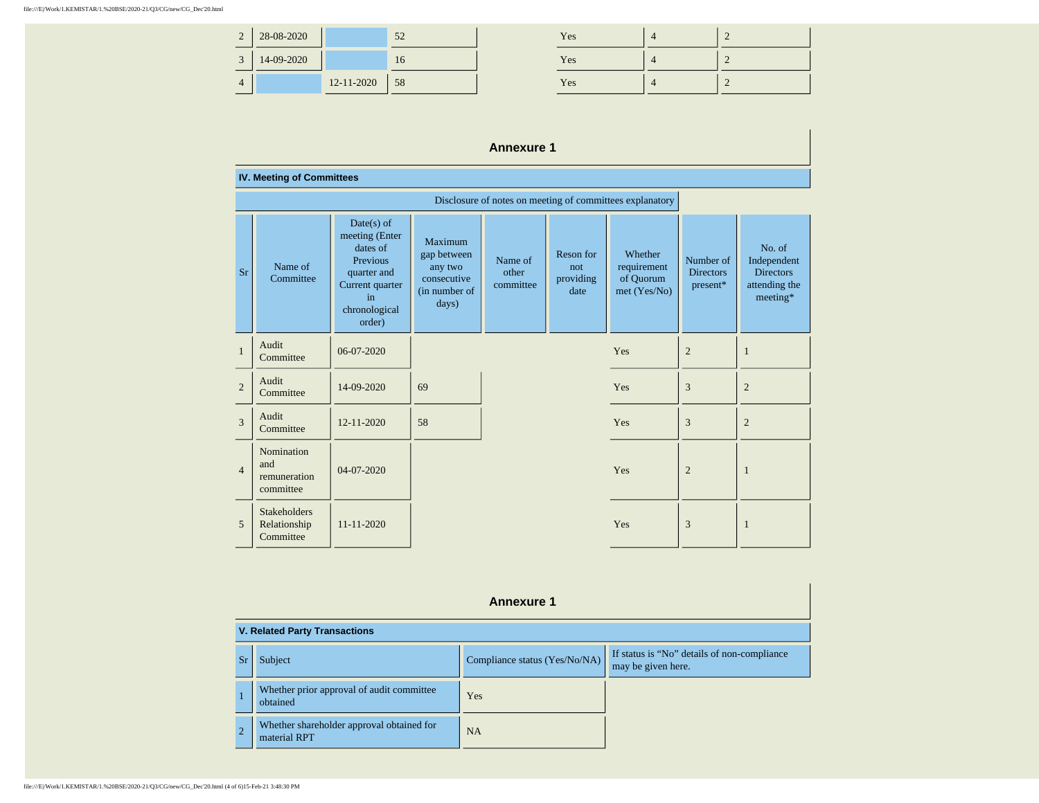| | | | | | | |
|---|---|---|---|---|---|---|
| 2 | 28-08-2020 | | 52 | Yes | 4 | 2 |
| 3 | 14-09-2020 | | 16 | Yes | 4 | 2 |
| 4 | | 12-11-2020 | 58 | Yes | 4 | 2 |

## Annexure 1

### IV. Meeting of Committees

Disclosure of notes on meeting of committees explanatory

| Sr | Name of Committee | Date(s) of meeting (Enter dates of Previous quarter and Current quarter in chronological order) | Maximum gap between any two consecutive (in number of days) | Name of other committee | Reson for not providing date | Whether requirement of Quorum met (Yes/No) | Number of Directors present* | No. of Independent Directors attending the meeting* |
|---|---|---|---|---|---|---|---|---|
| 1 | Audit Committee | 06-07-2020 | | | | Yes | 2 | 1 |
| 2 | Audit Committee | 14-09-2020 | 69 | | | Yes | 3 | 2 |
| 3 | Audit Committee | 12-11-2020 | 58 | | | Yes | 3 | 2 |
| 4 | Nomination and remuneration committee | 04-07-2020 | | | | Yes | 2 | 1 |
| 5 | Stakeholders Relationship Committee | 11-11-2020 | | | | Yes | 3 | 1 |

## Annexure 1

### V. Related Party Transactions

| Sr | Subject | Compliance status (Yes/No/NA) | If status is "No" details of non-compliance may be given here. |
|---|---|---|---|
| 1 | Whether prior approval of audit committee obtained | Yes | |
| 2 | Whether shareholder approval obtained for material RPT | NA | |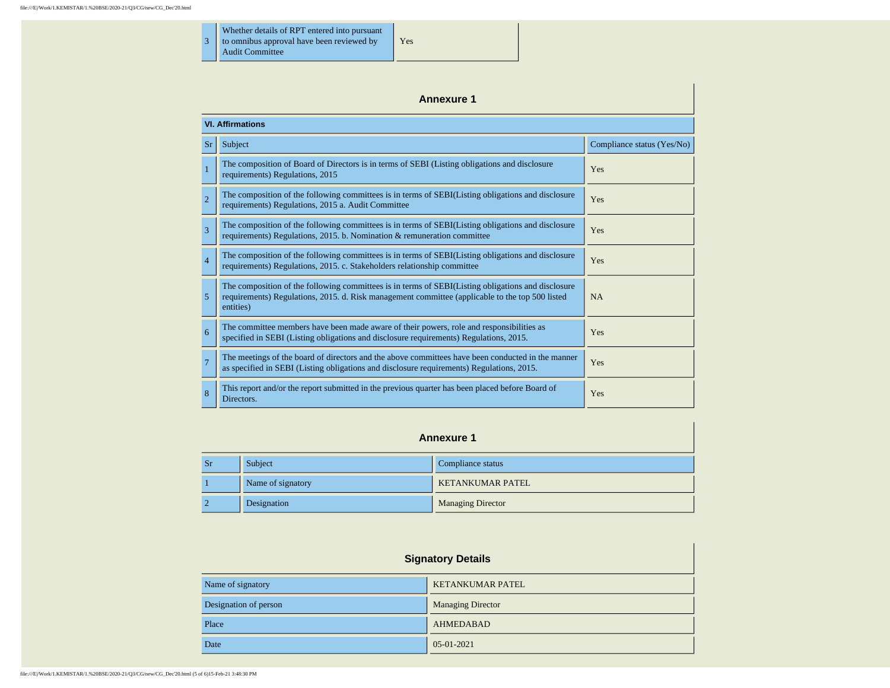| | | |
|---|---|---|
| 3 | Whether details of RPT entered into pursuant to omnibus approval have been reviewed by Audit Committee | Yes |

## Annexure 1

| VI. Affirmations | | |
|---|---|---|
| Sr | Subject | Compliance status (Yes/No) |
| 1 | The composition of Board of Directors is in terms of SEBI (Listing obligations and disclosure requirements) Regulations, 2015 | Yes |
| 2 | The composition of the following committees is in terms of SEBI(Listing obligations and disclosure requirements) Regulations, 2015 a. Audit Committee | Yes |
| 3 | The composition of the following committees is in terms of SEBI(Listing obligations and disclosure requirements) Regulations, 2015. b. Nomination & remuneration committee | Yes |
| 4 | The composition of the following committees is in terms of SEBI(Listing obligations and disclosure requirements) Regulations, 2015. c. Stakeholders relationship committee | Yes |
| 5 | The composition of the following committees is in terms of SEBI(Listing obligations and disclosure requirements) Regulations, 2015. d. Risk management committee (applicable to the top 500 listed entities) | NA |
| 6 | The committee members have been made aware of their powers, role and responsibilities as specified in SEBI (Listing obligations and disclosure requirements) Regulations, 2015. | Yes |
| 7 | The meetings of the board of directors and the above committees have been conducted in the manner as specified in SEBI (Listing obligations and disclosure requirements) Regulations, 2015. | Yes |
| 8 | This report and/or the report submitted in the previous quarter has been placed before Board of Directors. | Yes |

## Annexure 1

| Sr | Subject | Compliance status |
|---|---|---|
| 1 | Name of signatory | KETANKUMAR PATEL |
| 2 | Designation | Managing Director |

## Signatory Details

| | |
|---|---|
| Name of signatory | KETANKUMAR PATEL |
| Designation of person | Managing Director |
| Place | AHMEDABAD |
| Date | 05-01-2021 |